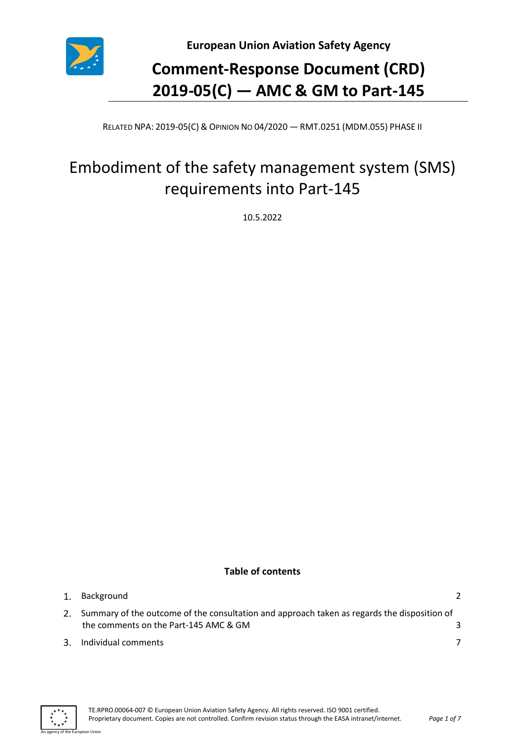European Union Aviation Safety Agency

# Comment-Response Document (CRD) 2019-05(C) — AMC & GM to Part-145

RELATED NPA: 2019-05(C) & OPINION NO 04/2020 — RMT.0251 (MDM.055) PHASE II

## Embodiment of the safety management system (SMS) requirements into Part-145

10.5.2022

**Table of contents**

1. Background 2
2. Summary of the outcome of the consultation and approach taken as regards the disposition of the comments on the Part-145 AMC & GM 3
3. Individual comments 7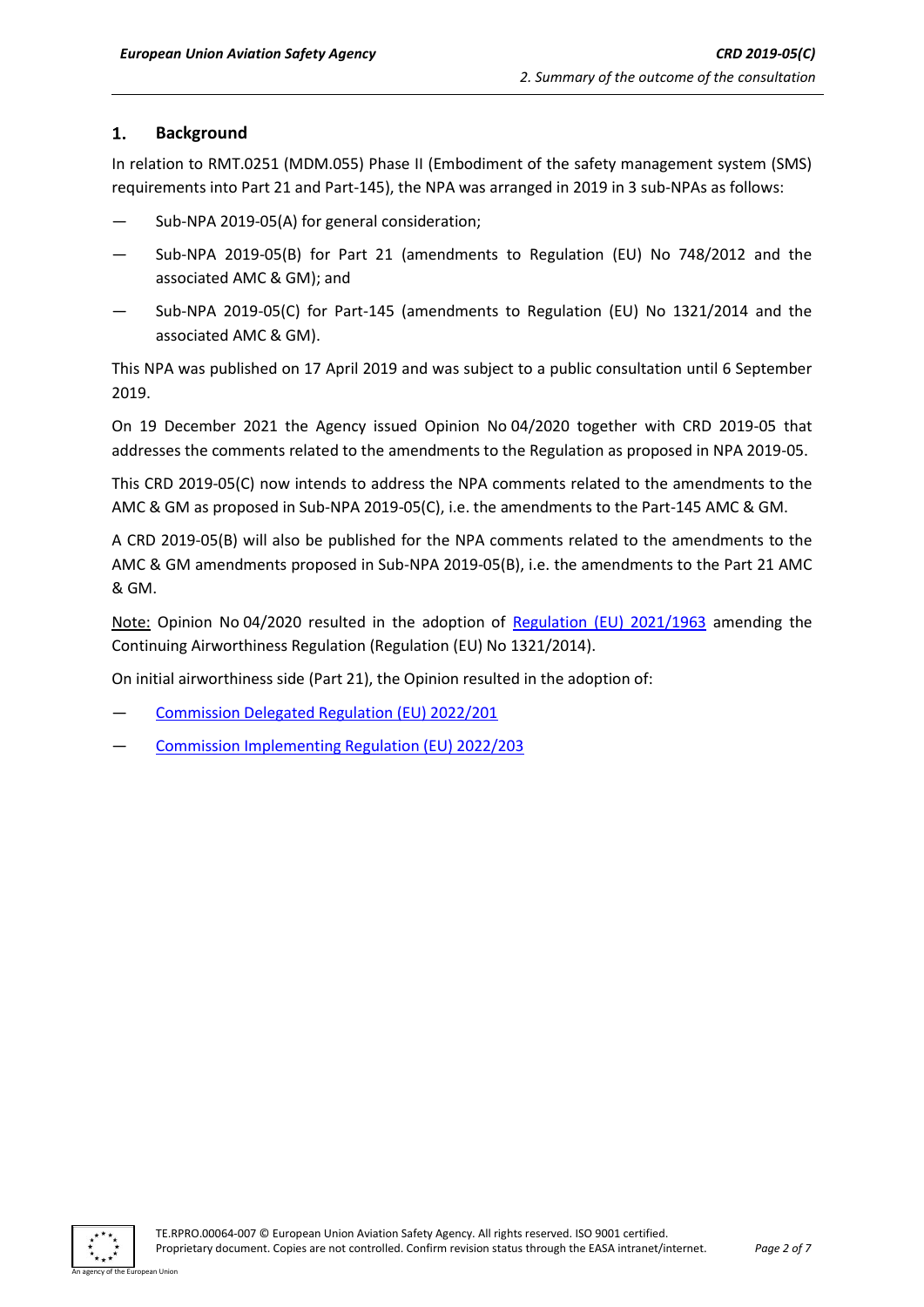## 1. Background

In relation to RMT.0251 (MDM.055) Phase II (Embodiment of the safety management system (SMS) requirements into Part 21 and Part-145), the NPA was arranged in 2019 in 3 sub-NPAs as follows:

- Sub-NPA 2019-05(A) for general consideration;
- Sub-NPA 2019-05(B) for Part 21 (amendments to Regulation (EU) No 748/2012 and the associated AMC & GM); and
- Sub-NPA 2019-05(C) for Part-145 (amendments to Regulation (EU) No 1321/2014 and the associated AMC & GM).

This NPA was published on 17 April 2019 and was subject to a public consultation until 6 September 2019.

On 19 December 2021 the Agency issued Opinion No 04/2020 together with CRD 2019-05 that addresses the comments related to the amendments to the Regulation as proposed in NPA 2019-05.

This CRD 2019-05(C) now intends to address the NPA comments related to the amendments to the AMC & GM as proposed in Sub-NPA 2019-05(C), i.e. the amendments to the Part-145 AMC & GM.

A CRD 2019-05(B) will also be published for the NPA comments related to the amendments to the AMC & GM amendments proposed in Sub-NPA 2019-05(B), i.e. the amendments to the Part 21 AMC & GM.

Note: Opinion No 04/2020 resulted in the adoption of Regulation (EU) 2021/1963 amending the Continuing Airworthiness Regulation (Regulation (EU) No 1321/2014).

On initial airworthiness side (Part 21), the Opinion resulted in the adoption of:

- Commission Delegated Regulation (EU) 2022/201
- Commission Implementing Regulation (EU) 2022/203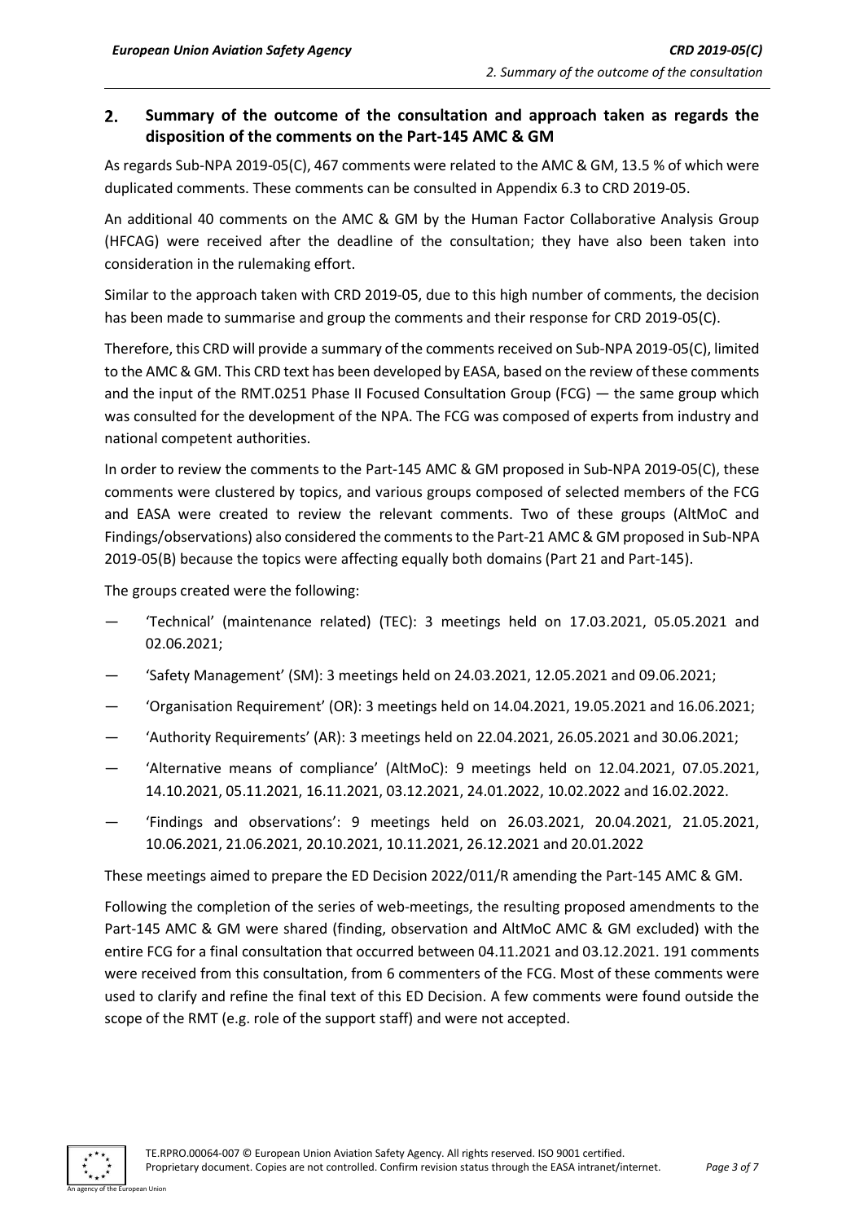## 2. Summary of the outcome of the consultation and approach taken as regards the disposition of the comments on the Part-145 AMC & GM

As regards Sub-NPA 2019-05(C), 467 comments were related to the AMC & GM, 13.5 % of which were duplicated comments. These comments can be consulted in Appendix 6.3 to CRD 2019-05.

An additional 40 comments on the AMC & GM by the Human Factor Collaborative Analysis Group (HFCAG) were received after the deadline of the consultation; they have also been taken into consideration in the rulemaking effort.

Similar to the approach taken with CRD 2019-05, due to this high number of comments, the decision has been made to summarise and group the comments and their response for CRD 2019-05(C).

Therefore, this CRD will provide a summary of the comments received on Sub-NPA 2019-05(C), limited to the AMC & GM. This CRD text has been developed by EASA, based on the review of these comments and the input of the RMT.0251 Phase II Focused Consultation Group (FCG) — the same group which was consulted for the development of the NPA. The FCG was composed of experts from industry and national competent authorities.

In order to review the comments to the Part-145 AMC & GM proposed in Sub-NPA 2019-05(C), these comments were clustered by topics, and various groups composed of selected members of the FCG and EASA were created to review the relevant comments. Two of these groups (AltMoC and Findings/observations) also considered the comments to the Part-21 AMC & GM proposed in Sub-NPA 2019-05(B) because the topics were affecting equally both domains (Part 21 and Part-145).

The groups created were the following:

— 'Technical' (maintenance related) (TEC): 3 meetings held on 17.03.2021, 05.05.2021 and 02.06.2021;

— 'Safety Management' (SM): 3 meetings held on 24.03.2021, 12.05.2021 and 09.06.2021;

— 'Organisation Requirement' (OR): 3 meetings held on 14.04.2021, 19.05.2021 and 16.06.2021;

— 'Authority Requirements' (AR): 3 meetings held on 22.04.2021, 26.05.2021 and 30.06.2021;

— 'Alternative means of compliance' (AltMoC): 9 meetings held on 12.04.2021, 07.05.2021, 14.10.2021, 05.11.2021, 16.11.2021, 03.12.2021, 24.01.2022, 10.02.2022 and 16.02.2022.

— 'Findings and observations': 9 meetings held on 26.03.2021, 20.04.2021, 21.05.2021, 10.06.2021, 21.06.2021, 20.10.2021, 10.11.2021, 26.12.2021 and 20.01.2022

These meetings aimed to prepare the ED Decision 2022/011/R amending the Part-145 AMC & GM.

Following the completion of the series of web-meetings, the resulting proposed amendments to the Part-145 AMC & GM were shared (finding, observation and AltMoC AMC & GM excluded) with the entire FCG for a final consultation that occurred between 04.11.2021 and 03.12.2021. 191 comments were received from this consultation, from 6 commenters of the FCG. Most of these comments were used to clarify and refine the final text of this ED Decision. A few comments were found outside the scope of the RMT (e.g. role of the support staff) and were not accepted.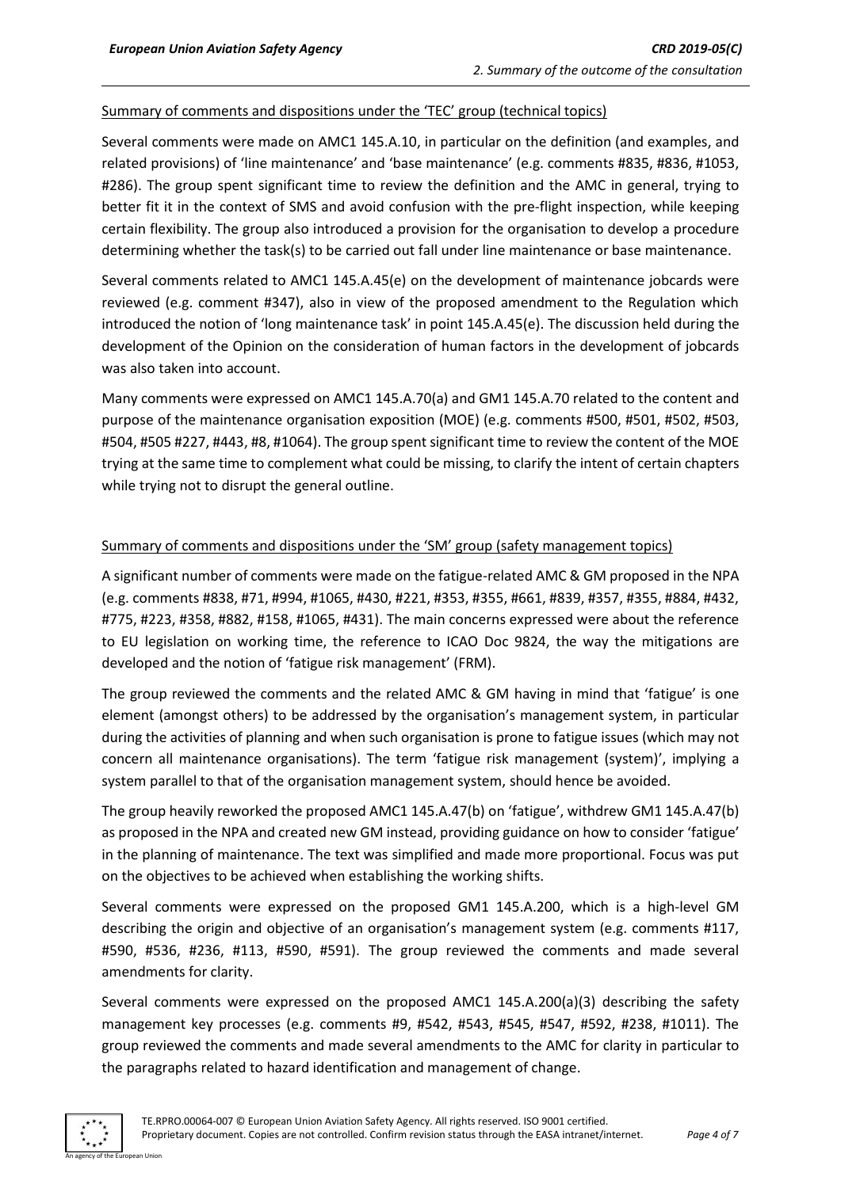Summary of comments and dispositions under the 'TEC' group (technical topics)

Several comments were made on AMC1 145.A.10, in particular on the definition (and examples, and related provisions) of 'line maintenance' and 'base maintenance' (e.g. comments #835, #836, #1053, #286). The group spent significant time to review the definition and the AMC in general, trying to better fit it in the context of SMS and avoid confusion with the pre-flight inspection, while keeping certain flexibility. The group also introduced a provision for the organisation to develop a procedure determining whether the task(s) to be carried out fall under line maintenance or base maintenance.

Several comments related to AMC1 145.A.45(e) on the development of maintenance jobcards were reviewed (e.g. comment #347), also in view of the proposed amendment to the Regulation which introduced the notion of 'long maintenance task' in point 145.A.45(e). The discussion held during the development of the Opinion on the consideration of human factors in the development of jobcards was also taken into account.

Many comments were expressed on AMC1 145.A.70(a) and GM1 145.A.70 related to the content and purpose of the maintenance organisation exposition (MOE) (e.g. comments #500, #501, #502, #503, #504, #505 #227, #443, #8, #1064). The group spent significant time to review the content of the MOE trying at the same time to complement what could be missing, to clarify the intent of certain chapters while trying not to disrupt the general outline.

Summary of comments and dispositions under the 'SM' group (safety management topics)

A significant number of comments were made on the fatigue-related AMC & GM proposed in the NPA (e.g. comments #838, #71, #994, #1065, #430, #221, #353, #355, #661, #839, #357, #355, #884, #432, #775, #223, #358, #882, #158, #1065, #431). The main concerns expressed were about the reference to EU legislation on working time, the reference to ICAO Doc 9824, the way the mitigations are developed and the notion of 'fatigue risk management' (FRM).

The group reviewed the comments and the related AMC & GM having in mind that 'fatigue' is one element (amongst others) to be addressed by the organisation's management system, in particular during the activities of planning and when such organisation is prone to fatigue issues (which may not concern all maintenance organisations). The term 'fatigue risk management (system)', implying a system parallel to that of the organisation management system, should hence be avoided.

The group heavily reworked the proposed AMC1 145.A.47(b) on 'fatigue', withdrew GM1 145.A.47(b) as proposed in the NPA and created new GM instead, providing guidance on how to consider 'fatigue' in the planning of maintenance. The text was simplified and made more proportional. Focus was put on the objectives to be achieved when establishing the working shifts.

Several comments were expressed on the proposed GM1 145.A.200, which is a high-level GM describing the origin and objective of an organisation's management system (e.g. comments #117, #590, #536, #236, #113, #590, #591). The group reviewed the comments and made several amendments for clarity.

Several comments were expressed on the proposed AMC1 145.A.200(a)(3) describing the safety management key processes (e.g. comments #9, #542, #543, #545, #547, #592, #238, #1011). The group reviewed the comments and made several amendments to the AMC for clarity in particular to the paragraphs related to hazard identification and management of change.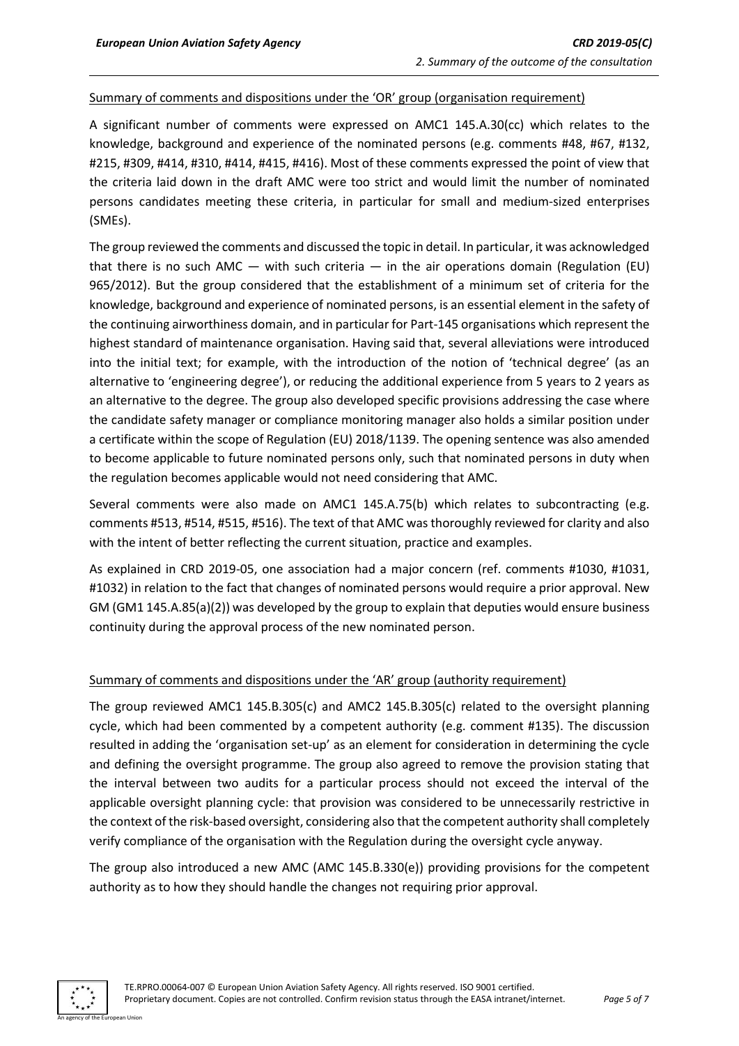Summary of comments and dispositions under the 'OR' group (organisation requirement)

A significant number of comments were expressed on AMC1 145.A.30(cc) which relates to the knowledge, background and experience of the nominated persons (e.g. comments #48, #67, #132, #215, #309, #414, #310, #414, #415, #416). Most of these comments expressed the point of view that the criteria laid down in the draft AMC were too strict and would limit the number of nominated persons candidates meeting these criteria, in particular for small and medium-sized enterprises (SMEs).

The group reviewed the comments and discussed the topic in detail. In particular, it was acknowledged that there is no such AMC — with such criteria — in the air operations domain (Regulation (EU) 965/2012). But the group considered that the establishment of a minimum set of criteria for the knowledge, background and experience of nominated persons, is an essential element in the safety of the continuing airworthiness domain, and in particular for Part-145 organisations which represent the highest standard of maintenance organisation. Having said that, several alleviations were introduced into the initial text; for example, with the introduction of the notion of 'technical degree' (as an alternative to 'engineering degree'), or reducing the additional experience from 5 years to 2 years as an alternative to the degree. The group also developed specific provisions addressing the case where the candidate safety manager or compliance monitoring manager also holds a similar position under a certificate within the scope of Regulation (EU) 2018/1139. The opening sentence was also amended to become applicable to future nominated persons only, such that nominated persons in duty when the regulation becomes applicable would not need considering that AMC.

Several comments were also made on AMC1 145.A.75(b) which relates to subcontracting (e.g. comments #513, #514, #515, #516). The text of that AMC was thoroughly reviewed for clarity and also with the intent of better reflecting the current situation, practice and examples.

As explained in CRD 2019-05, one association had a major concern (ref. comments #1030, #1031, #1032) in relation to the fact that changes of nominated persons would require a prior approval. New GM (GM1 145.A.85(a)(2)) was developed by the group to explain that deputies would ensure business continuity during the approval process of the new nominated person.

Summary of comments and dispositions under the 'AR' group (authority requirement)

The group reviewed AMC1 145.B.305(c) and AMC2 145.B.305(c) related to the oversight planning cycle, which had been commented by a competent authority (e.g. comment #135). The discussion resulted in adding the 'organisation set-up' as an element for consideration in determining the cycle and defining the oversight programme. The group also agreed to remove the provision stating that the interval between two audits for a particular process should not exceed the interval of the applicable oversight planning cycle: that provision was considered to be unnecessarily restrictive in the context of the risk-based oversight, considering also that the competent authority shall completely verify compliance of the organisation with the Regulation during the oversight cycle anyway.

The group also introduced a new AMC (AMC 145.B.330(e)) providing provisions for the competent authority as to how they should handle the changes not requiring prior approval.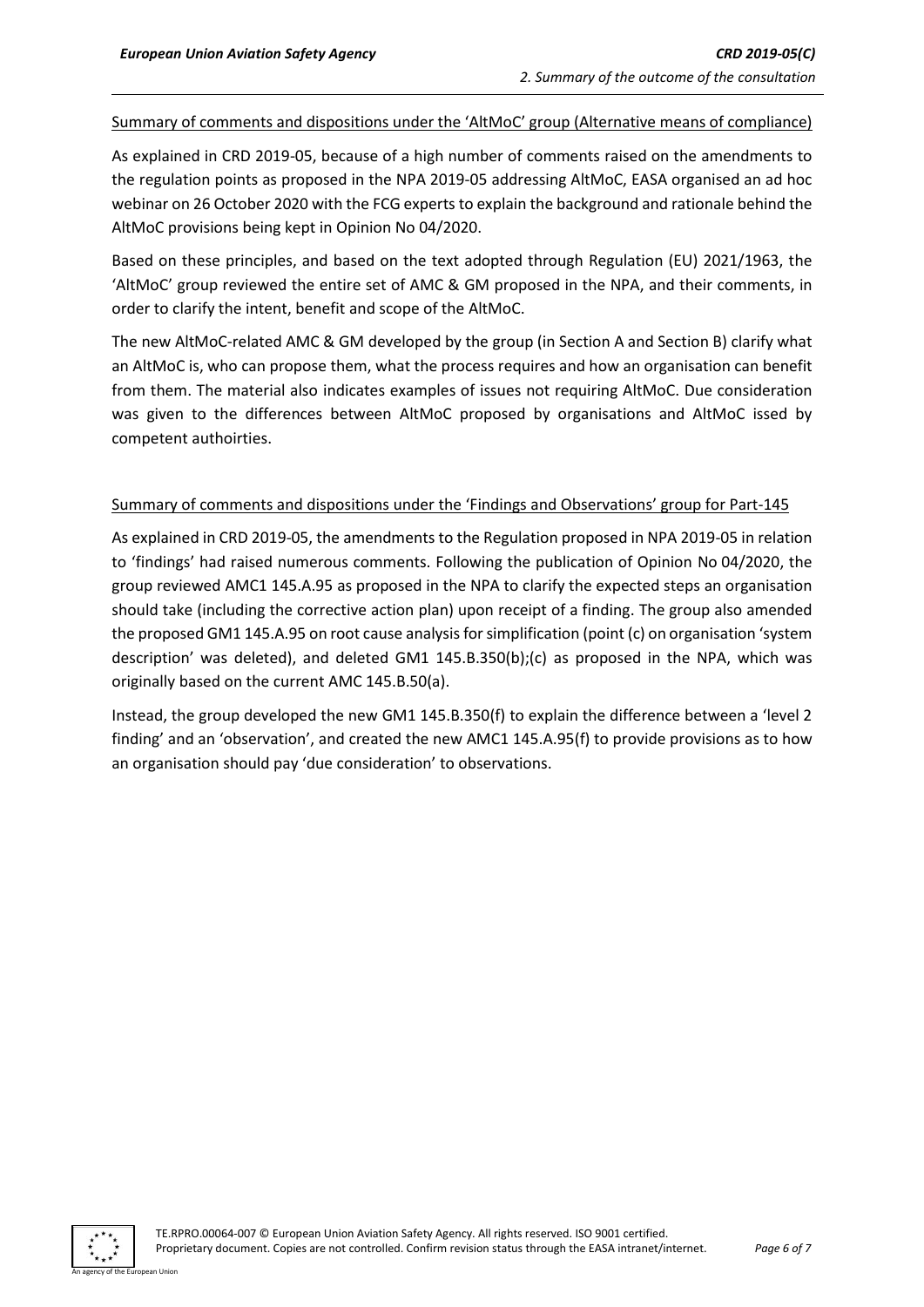Summary of comments and dispositions under the 'AltMoC' group (Alternative means of compliance)

As explained in CRD 2019-05, because of a high number of comments raised on the amendments to the regulation points as proposed in the NPA 2019-05 addressing AltMoC, EASA organised an ad hoc webinar on 26 October 2020 with the FCG experts to explain the background and rationale behind the AltMoC provisions being kept in Opinion No 04/2020.

Based on these principles, and based on the text adopted through Regulation (EU) 2021/1963, the 'AltMoC' group reviewed the entire set of AMC & GM proposed in the NPA, and their comments, in order to clarify the intent, benefit and scope of the AltMoC.

The new AltMoC-related AMC & GM developed by the group (in Section A and Section B) clarify what an AltMoC is, who can propose them, what the process requires and how an organisation can benefit from them. The material also indicates examples of issues not requiring AltMoC. Due consideration was given to the differences between AltMoC proposed by organisations and AltMoC issed by competent authoirties.

Summary of comments and dispositions under the 'Findings and Observations' group for Part-145

As explained in CRD 2019-05, the amendments to the Regulation proposed in NPA 2019-05 in relation to 'findings' had raised numerous comments. Following the publication of Opinion No 04/2020, the group reviewed AMC1 145.A.95 as proposed in the NPA to clarify the expected steps an organisation should take (including the corrective action plan) upon receipt of a finding. The group also amended the proposed GM1 145.A.95 on root cause analysis for simplification (point (c) on organisation 'system description' was deleted), and deleted GM1 145.B.350(b);(c) as proposed in the NPA, which was originally based on the current AMC 145.B.50(a).

Instead, the group developed the new GM1 145.B.350(f) to explain the difference between a 'level 2 finding' and an 'observation', and created the new AMC1 145.A.95(f) to provide provisions as to how an organisation should pay 'due consideration' to observations.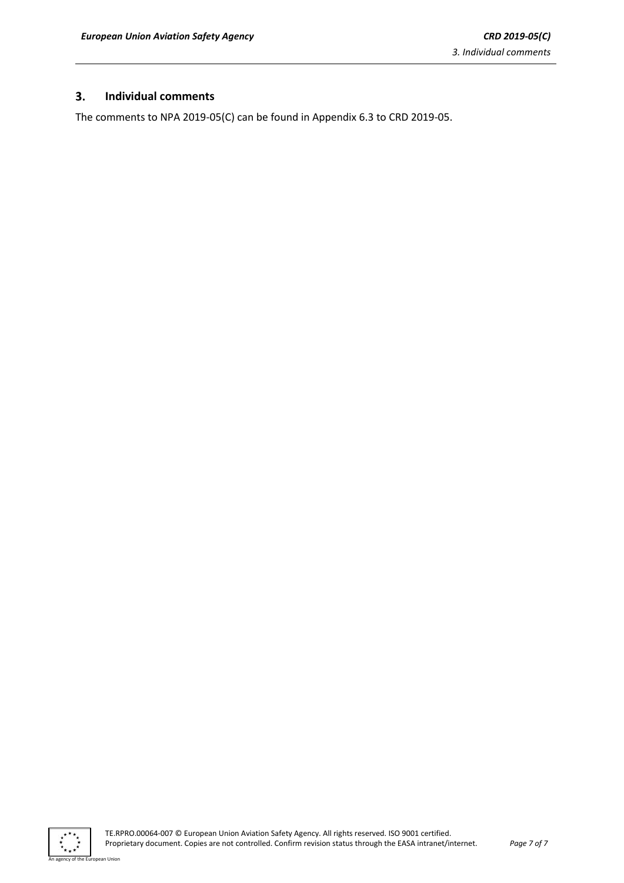## 3. Individual comments

The comments to NPA 2019-05(C) can be found in Appendix 6.3 to CRD 2019-05.